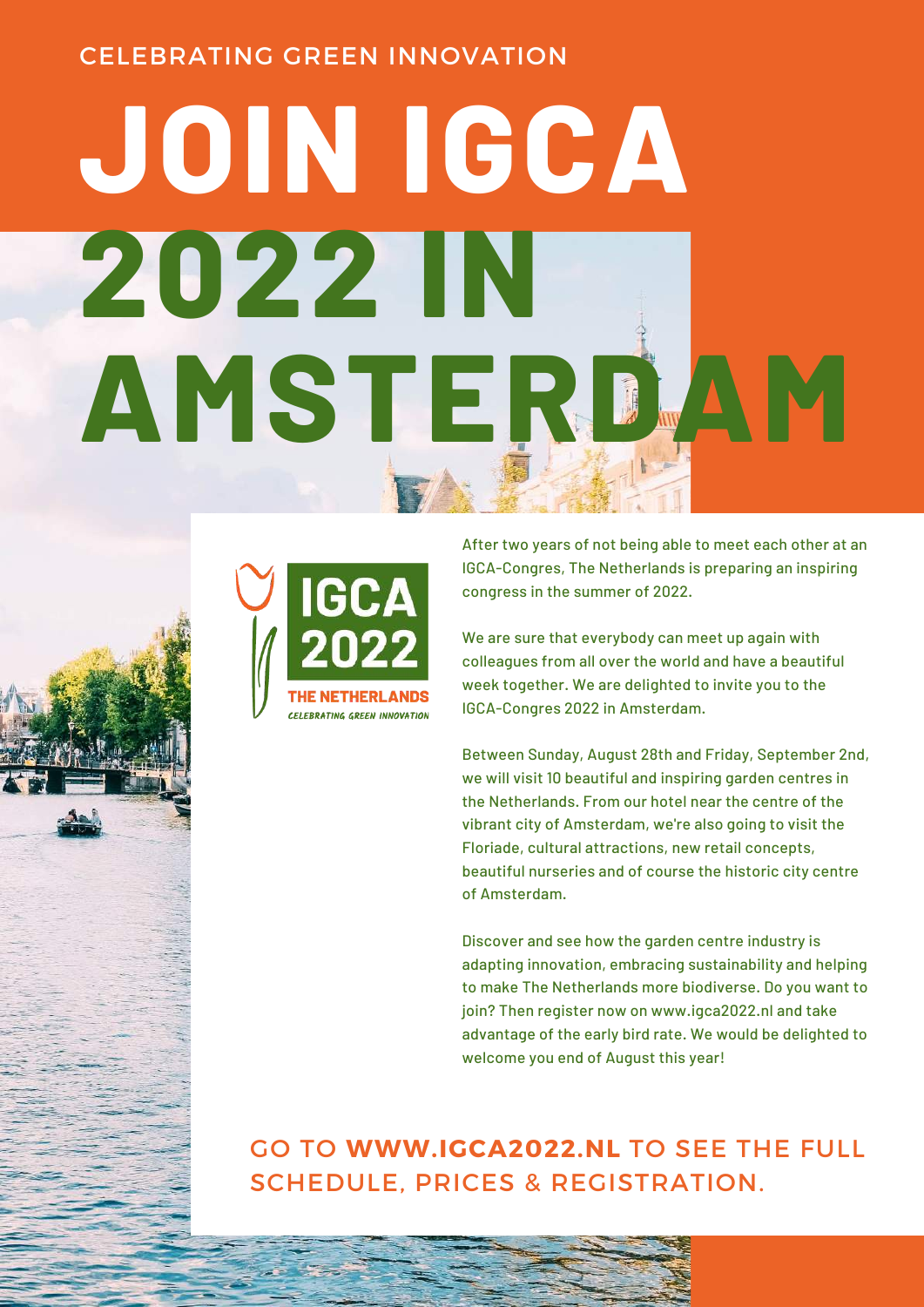CELEBRATING GREEN INNOVATION

# JOIN IGCA 2022 IN AMSTERDAM

IGCA 2022
THE NETHERLANDS
*CELEBRATING GREEN INNOVATION*

After two years of not being able to meet each other at an IGCA-Congres, The Netherlands is preparing an inspiring congress in the summer of 2022.

We are sure that everybody can meet up again with colleagues from all over the world and have a beautiful week together. We are delighted to invite you to the IGCA-Congres 2022 in Amsterdam.

Between Sunday, August 28th and Friday, September 2nd, we will visit 10 beautiful and inspiring garden centres in the Netherlands. From our hotel near the centre of the vibrant city of Amsterdam, we're also going to visit the Floriade, cultural attractions, new retail concepts, beautiful nurseries and of course the historic city centre of Amsterdam.

Discover and see how the garden centre industry is adapting innovation, embracing sustainability and helping to make The Netherlands more biodiverse. Do you want to join? Then register now on www.igca2022.nl and take advantage of the early bird rate. We would be delighted to welcome you end of August this year!

GO TO **WWW.IGCA2022.NL** TO SEE THE FULL SCHEDULE, PRICES & REGISTRATION.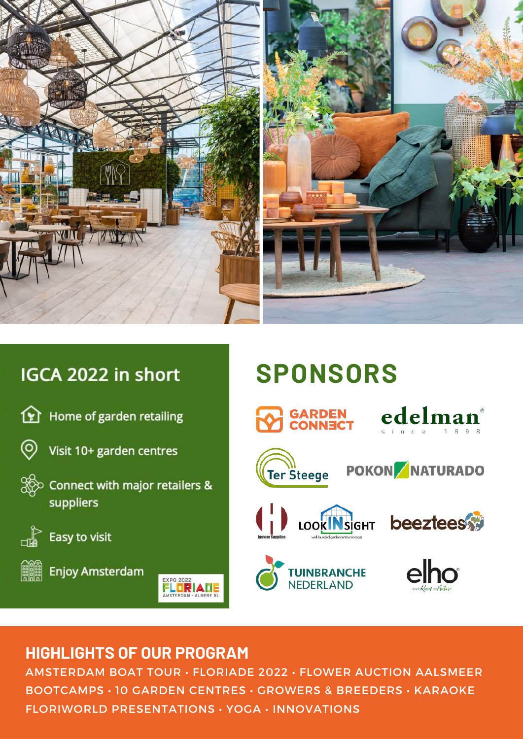## IGCA 2022 in short

- Home of garden retailing
- Visit 10+ garden centres
- Connect with major retailers & suppliers
- Easy to visit
- Enjoy Amsterdam

EXPO 2022 FLORIADE AMSTERDAM - ALMERE NL

## SPONSORS

GARDEN CONNECT

edelman since 1898

Ter Steege

POKON NATURADO

Instore Supplies

LOOK IN SIGHT

beeztees

TUINBRANCHE NEDERLAND

elho

## HIGHLIGHTS OF OUR PROGRAM

AMSTERDAM BOAT TOUR • FLORIADE 2022 • FLOWER AUCTION AALSMEER
BOOTCAMPS • 10 GARDEN CENTRES • GROWERS & BREEDERS • KARAOKE
FLORIWORLD PRESENTATIONS • YOGA • INNOVATIONS